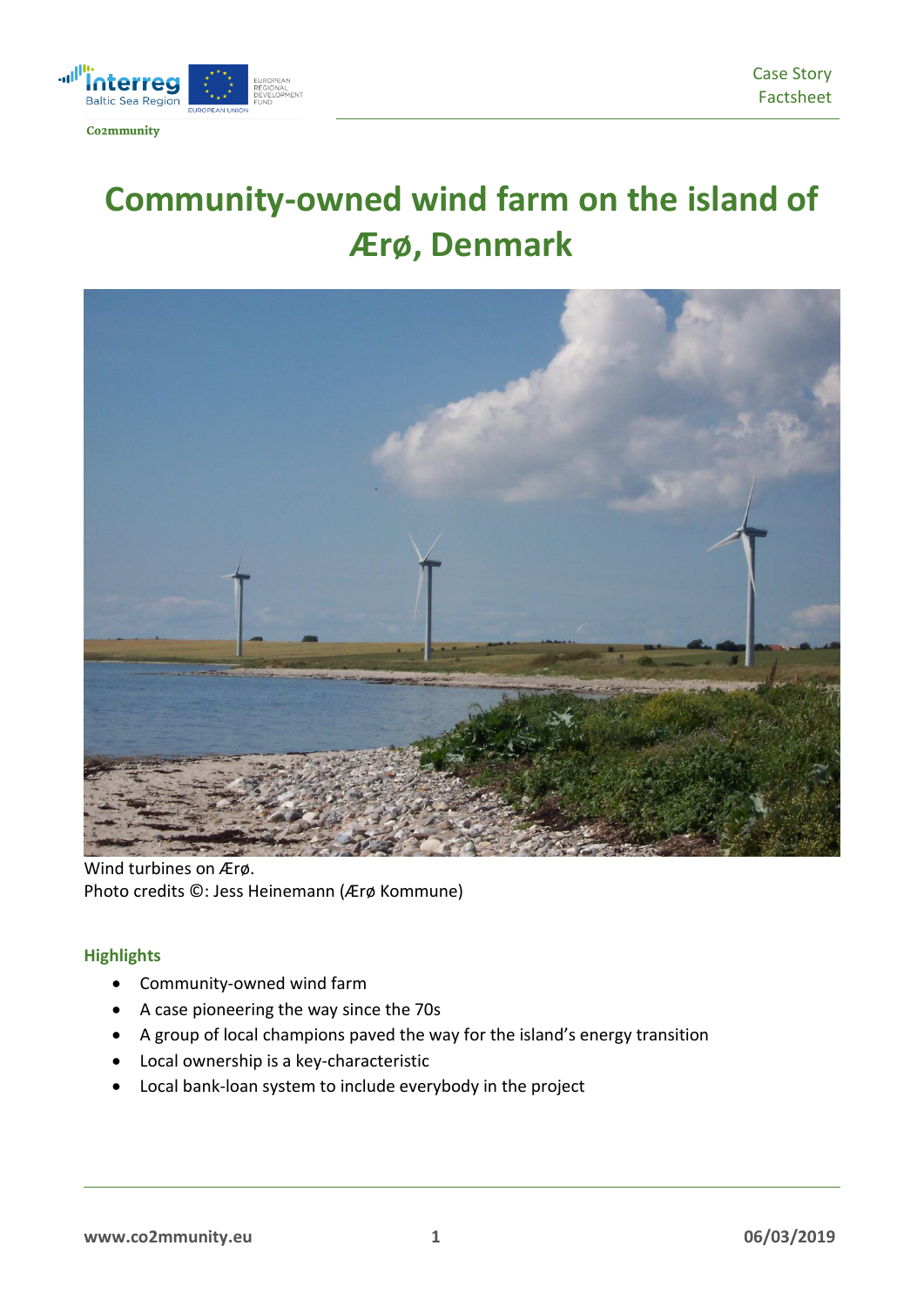Case Story
Factsheet

# Community-owned wind farm on the island of Ærø, Denmark

Wind turbines on Ærø.
Photo credits ©: Jess Heinemann (Ærø Kommune)

## Highlights

- Community-owned wind farm
- A case pioneering the way since the 70s
- A group of local champions paved the way for the island's energy transition
- Local ownership is a key-characteristic
- Local bank-loan system to include everybody in the project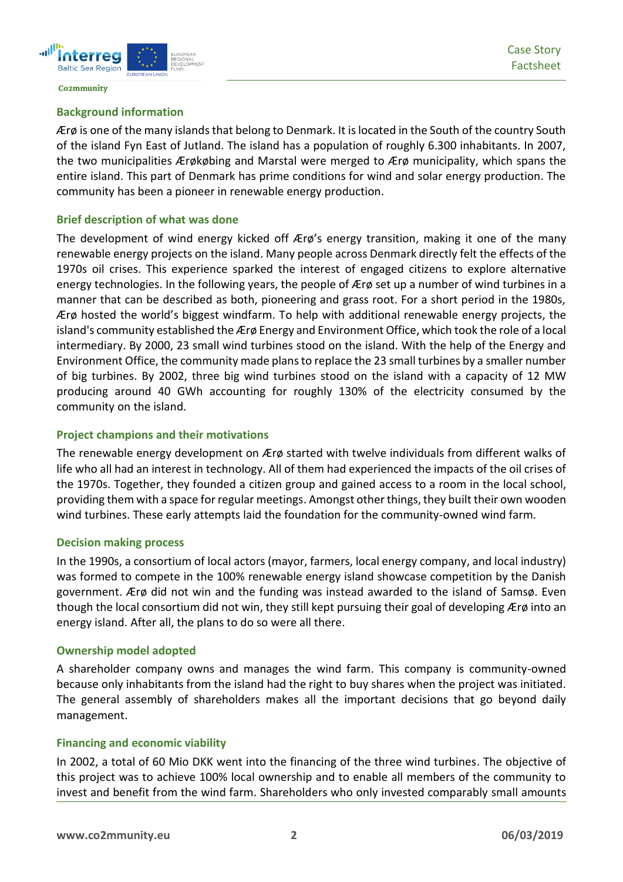## Background information

Ærø is one of the many islands that belong to Denmark. It is located in the South of the country South of the island Fyn East of Jutland. The island has a population of roughly 6.300 inhabitants. In 2007, the two municipalities Ærøkøbing and Marstal were merged to Ærø municipality, which spans the entire island. This part of Denmark has prime conditions for wind and solar energy production. The community has been a pioneer in renewable energy production.

## Brief description of what was done

The development of wind energy kicked off Ærø's energy transition, making it one of the many renewable energy projects on the island. Many people across Denmark directly felt the effects of the 1970s oil crises. This experience sparked the interest of engaged citizens to explore alternative energy technologies. In the following years, the people of Ærø set up a number of wind turbines in a manner that can be described as both, pioneering and grass root. For a short period in the 1980s, Ærø hosted the world's biggest windfarm. To help with additional renewable energy projects, the island's community established the Ærø Energy and Environment Office, which took the role of a local intermediary. By 2000, 23 small wind turbines stood on the island. With the help of the Energy and Environment Office, the community made plans to replace the 23 small turbines by a smaller number of big turbines. By 2002, three big wind turbines stood on the island with a capacity of 12 MW producing around 40 GWh accounting for roughly 130% of the electricity consumed by the community on the island.

## Project champions and their motivations

The renewable energy development on Ærø started with twelve individuals from different walks of life who all had an interest in technology. All of them had experienced the impacts of the oil crises of the 1970s. Together, they founded a citizen group and gained access to a room in the local school, providing them with a space for regular meetings. Amongst other things, they built their own wooden wind turbines. These early attempts laid the foundation for the community-owned wind farm.

## Decision making process

In the 1990s, a consortium of local actors (mayor, farmers, local energy company, and local industry) was formed to compete in the 100% renewable energy island showcase competition by the Danish government. Ærø did not win and the funding was instead awarded to the island of Samsø. Even though the local consortium did not win, they still kept pursuing their goal of developing Ærø into an energy island. After all, the plans to do so were all there.

## Ownership model adopted

A shareholder company owns and manages the wind farm. This company is community-owned because only inhabitants from the island had the right to buy shares when the project was initiated. The general assembly of shareholders makes all the important decisions that go beyond daily management.

## Financing and economic viability

In 2002, a total of 60 Mio DKK went into the financing of the three wind turbines. The objective of this project was to achieve 100% local ownership and to enable all members of the community to invest and benefit from the wind farm. Shareholders who only invested comparably small amounts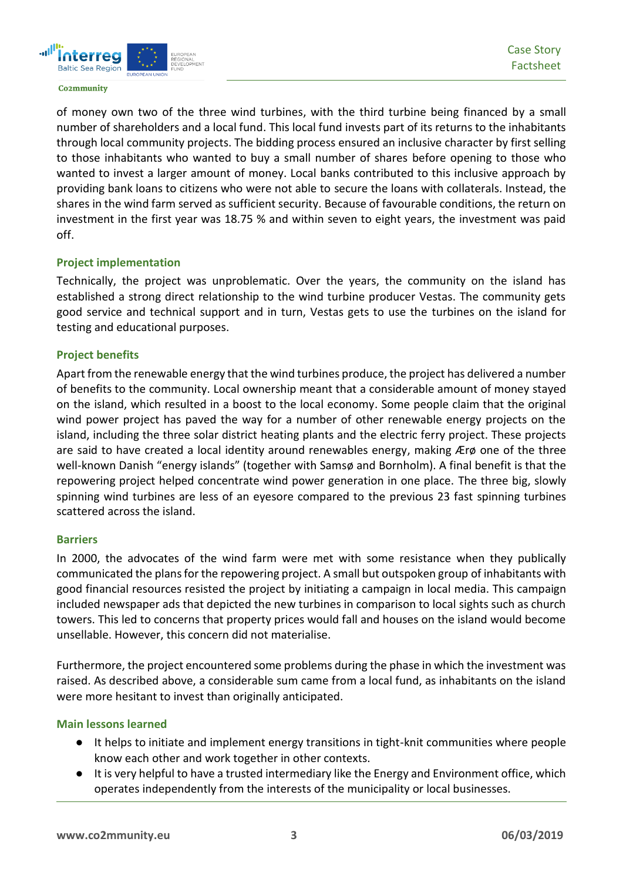of money own two of the three wind turbines, with the third turbine being financed by a small number of shareholders and a local fund. This local fund invests part of its returns to the inhabitants through local community projects. The bidding process ensured an inclusive character by first selling to those inhabitants who wanted to buy a small number of shares before opening to those who wanted to invest a larger amount of money. Local banks contributed to this inclusive approach by providing bank loans to citizens who were not able to secure the loans with collaterals. Instead, the shares in the wind farm served as sufficient security. Because of favourable conditions, the return on investment in the first year was 18.75 % and within seven to eight years, the investment was paid off.

### Project implementation

Technically, the project was unproblematic. Over the years, the community on the island has established a strong direct relationship to the wind turbine producer Vestas. The community gets good service and technical support and in turn, Vestas gets to use the turbines on the island for testing and educational purposes.

### Project benefits

Apart from the renewable energy that the wind turbines produce, the project has delivered a number of benefits to the community. Local ownership meant that a considerable amount of money stayed on the island, which resulted in a boost to the local economy. Some people claim that the original wind power project has paved the way for a number of other renewable energy projects on the island, including the three solar district heating plants and the electric ferry project. These projects are said to have created a local identity around renewables energy, making Ærø one of the three well-known Danish "energy islands" (together with Samsø and Bornholm). A final benefit is that the repowering project helped concentrate wind power generation in one place. The three big, slowly spinning wind turbines are less of an eyesore compared to the previous 23 fast spinning turbines scattered across the island.

### Barriers

In 2000, the advocates of the wind farm were met with some resistance when they publically communicated the plans for the repowering project. A small but outspoken group of inhabitants with good financial resources resisted the project by initiating a campaign in local media. This campaign included newspaper ads that depicted the new turbines in comparison to local sights such as church towers. This led to concerns that property prices would fall and houses on the island would become unsellable. However, this concern did not materialise.

Furthermore, the project encountered some problems during the phase in which the investment was raised. As described above, a considerable sum came from a local fund, as inhabitants on the island were more hesitant to invest than originally anticipated.

### Main lessons learned

- It helps to initiate and implement energy transitions in tight-knit communities where people know each other and work together in other contexts.
- It is very helpful to have a trusted intermediary like the Energy and Environment office, which operates independently from the interests of the municipality or local businesses.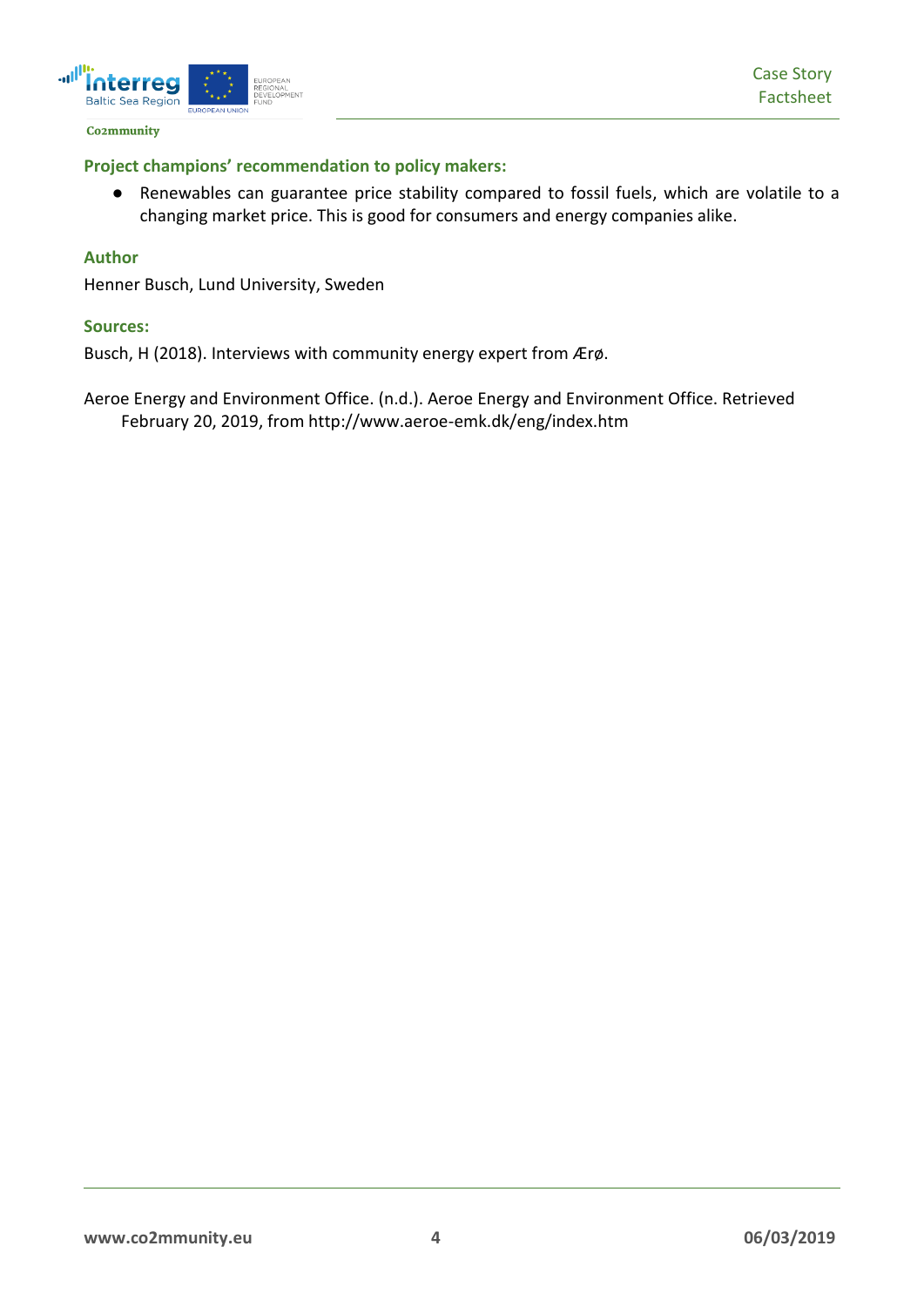**Project champions' recommendation to policy makers:**

- Renewables can guarantee price stability compared to fossil fuels, which are volatile to a changing market price. This is good for consumers and energy companies alike.

**Author**

Henner Busch, Lund University, Sweden

**Sources:**

Busch, H (2018). Interviews with community energy expert from Ærø.

Aeroe Energy and Environment Office. (n.d.). Aeroe Energy and Environment Office. Retrieved February 20, 2019, from http://www.aeroe-emk.dk/eng/index.htm